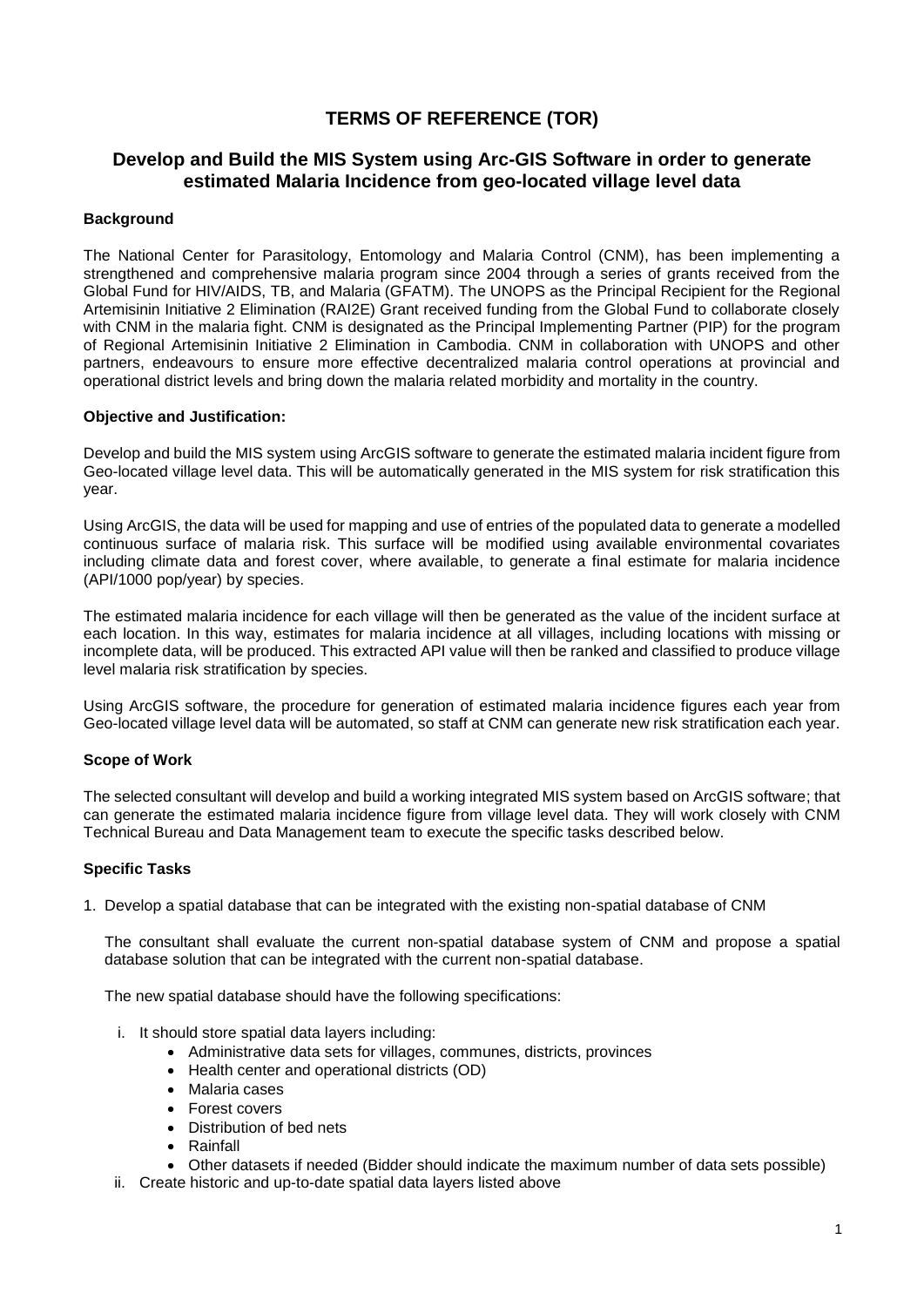# TERMS OF REFERENCE (TOR)

## Develop and Build the MIS System using Arc-GIS Software in order to generate estimated Malaria Incidence from geo-located village level data

**Background**

The National Center for Parasitology, Entomology and Malaria Control (CNM), has been implementing a strengthened and comprehensive malaria program since 2004 through a series of grants received from the Global Fund for HIV/AIDS, TB, and Malaria (GFATM). The UNOPS as the Principal Recipient for the Regional Artemisinin Initiative 2 Elimination (RAI2E) Grant received funding from the Global Fund to collaborate closely with CNM in the malaria fight. CNM is designated as the Principal Implementing Partner (PIP) for the program of Regional Artemisinin Initiative 2 Elimination in Cambodia. CNM in collaboration with UNOPS and other partners, endeavours to ensure more effective decentralized malaria control operations at provincial and operational district levels and bring down the malaria related morbidity and mortality in the country.

**Objective and Justification:**

Develop and build the MIS system using ArcGIS software to generate the estimated malaria incident figure from Geo-located village level data. This will be automatically generated in the MIS system for risk stratification this year.

Using ArcGIS, the data will be used for mapping and use of entries of the populated data to generate a modelled continuous surface of malaria risk. This surface will be modified using available environmental covariates including climate data and forest cover, where available, to generate a final estimate for malaria incidence (API/1000 pop/year) by species.

The estimated malaria incidence for each village will then be generated as the value of the incident surface at each location. In this way, estimates for malaria incidence at all villages, including locations with missing or incomplete data, will be produced. This extracted API value will then be ranked and classified to produce village level malaria risk stratification by species.

Using ArcGIS software, the procedure for generation of estimated malaria incidence figures each year from Geo-located village level data will be automated, so staff at CNM can generate new risk stratification each year.

**Scope of Work**

The selected consultant will develop and build a working integrated MIS system based on ArcGIS software; that can generate the estimated malaria incidence figure from village level data. They will work closely with CNM Technical Bureau and Data Management team to execute the specific tasks described below.

**Specific Tasks**

1. Develop a spatial database that can be integrated with the existing non-spatial database of CNM

   The consultant shall evaluate the current non-spatial database system of CNM and propose a spatial database solution that can be integrated with the current non-spatial database.

   The new spatial database should have the following specifications:

   i. It should store spatial data layers including:
      - Administrative data sets for villages, communes, districts, provinces
      - Health center and operational districts (OD)
      - Malaria cases
      - Forest covers
      - Distribution of bed nets
      - Rainfall
      - Other datasets if needed (Bidder should indicate the maximum number of data sets possible)

   ii. Create historic and up-to-date spatial data layers listed above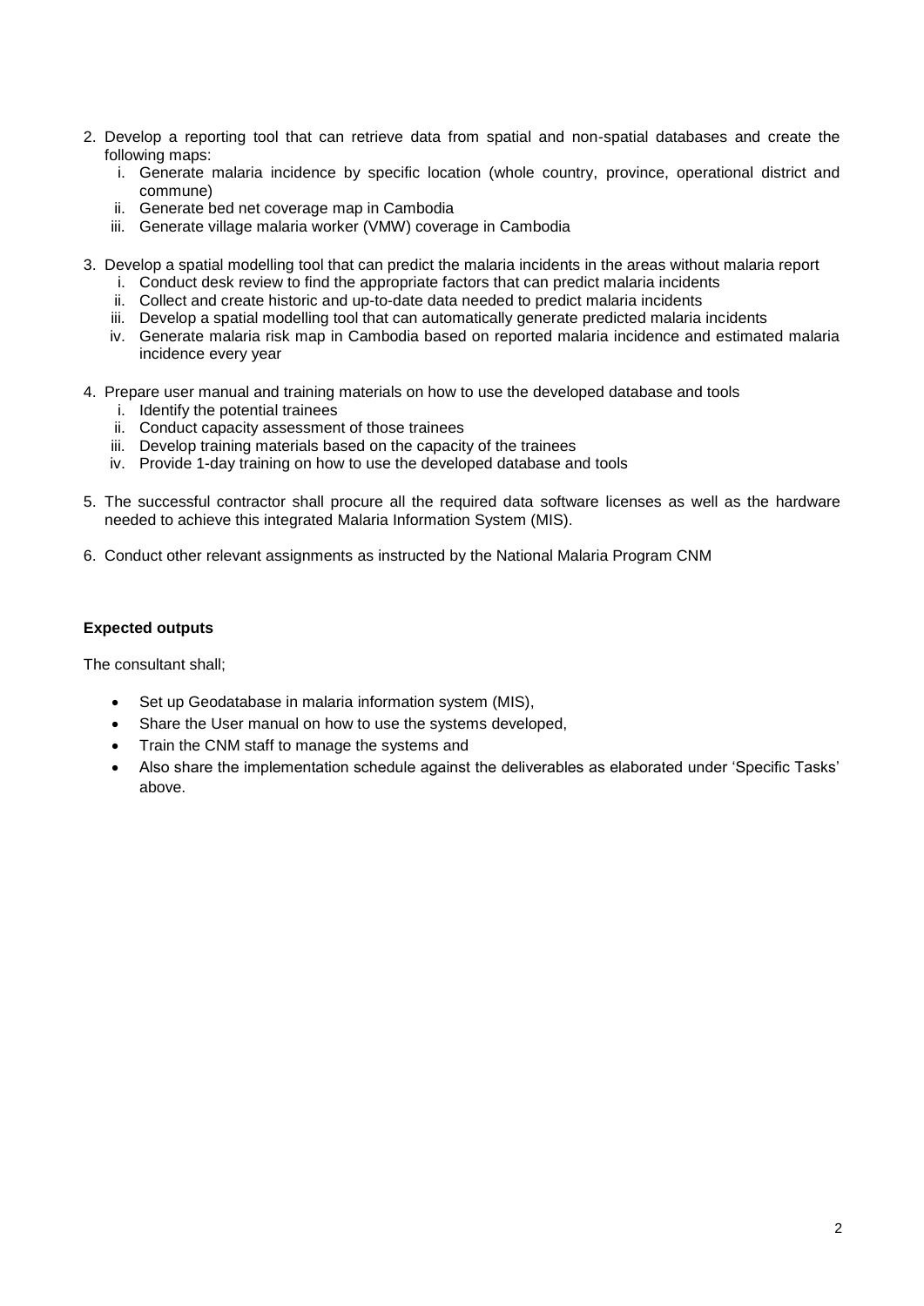2. Develop a reporting tool that can retrieve data from spatial and non-spatial databases and create the following maps:
   i. Generate malaria incidence by specific location (whole country, province, operational district and commune)
   ii. Generate bed net coverage map in Cambodia
   iii. Generate village malaria worker (VMW) coverage in Cambodia

3. Develop a spatial modelling tool that can predict the malaria incidents in the areas without malaria report
   i. Conduct desk review to find the appropriate factors that can predict malaria incidents
   ii. Collect and create historic and up-to-date data needed to predict malaria incidents
   iii. Develop a spatial modelling tool that can automatically generate predicted malaria incidents
   iv. Generate malaria risk map in Cambodia based on reported malaria incidence and estimated malaria incidence every year

4. Prepare user manual and training materials on how to use the developed database and tools
   i. Identify the potential trainees
   ii. Conduct capacity assessment of those trainees
   iii. Develop training materials based on the capacity of the trainees
   iv. Provide 1-day training on how to use the developed database and tools

5. The successful contractor shall procure all the required data software licenses as well as the hardware needed to achieve this integrated Malaria Information System (MIS).

6. Conduct other relevant assignments as instructed by the National Malaria Program CNM

**Expected outputs**

The consultant shall;

- Set up Geodatabase in malaria information system (MIS),
- Share the User manual on how to use the systems developed,
- Train the CNM staff to manage the systems and
- Also share the implementation schedule against the deliverables as elaborated under 'Specific Tasks' above.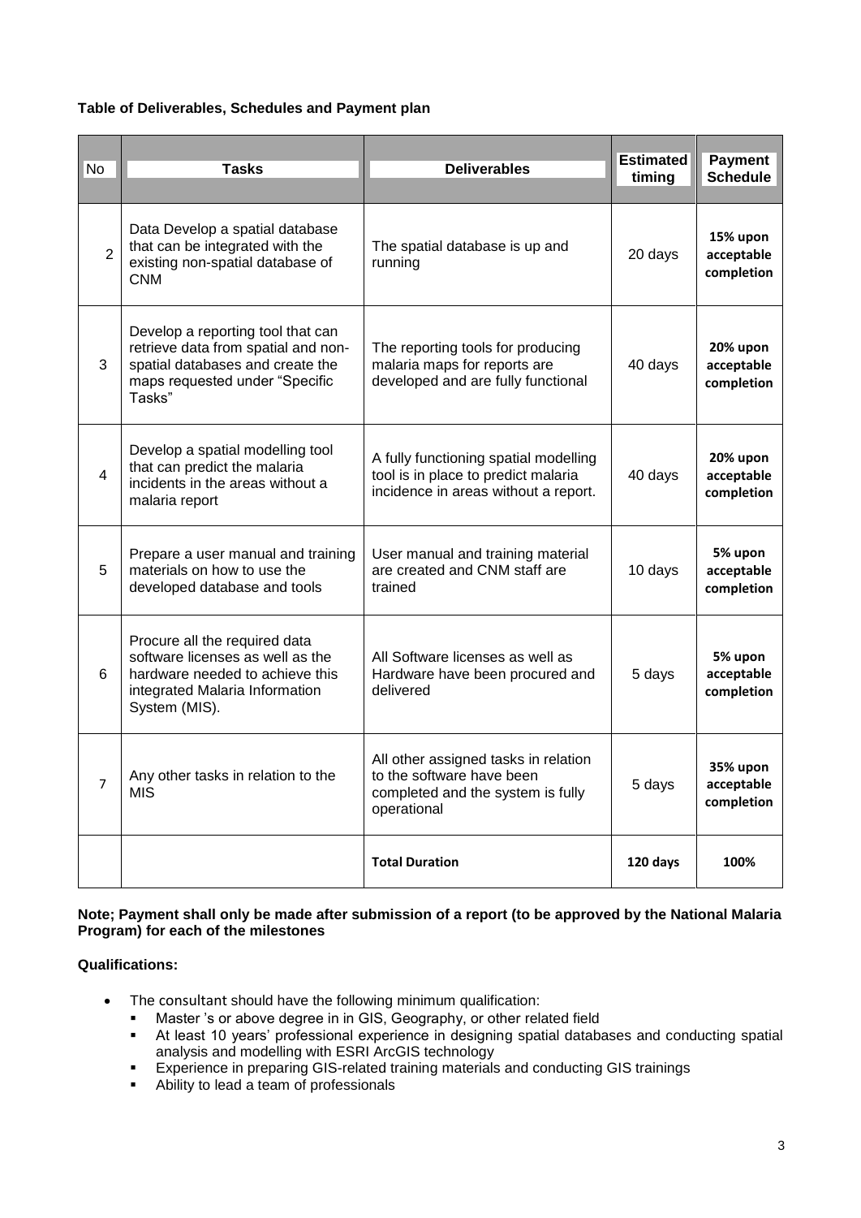**Table of Deliverables, Schedules and Payment plan**

| No | Tasks | Deliverables | Estimated timing | Payment Schedule |
|---|---|---|---|---|
| 2 | Data Develop a spatial database that can be integrated with the existing non-spatial database of CNM | The spatial database is up and running | 20 days | **15% upon acceptable completion** |
| 3 | Develop a reporting tool that can retrieve data from spatial and non-spatial databases and create the maps requested under "Specific Tasks" | The reporting tools for producing malaria maps for reports are developed and are fully functional | 40 days | **20% upon acceptable completion** |
| 4 | Develop a spatial modelling tool that can predict the malaria incidents in the areas without a malaria report | A fully functioning spatial modelling tool is in place to predict malaria incidence in areas without a report. | 40 days | **20% upon acceptable completion** |
| 5 | Prepare a user manual and training materials on how to use the developed database and tools | User manual and training material are created and CNM staff are trained | 10 days | **5% upon acceptable completion** |
| 6 | Procure all the required data software licenses as well as the hardware needed to achieve this integrated Malaria Information System (MIS). | All Software licenses as well as Hardware have been procured and delivered | 5 days | **5% upon acceptable completion** |
| 7 | Any other tasks in relation to the MIS | All other assigned tasks in relation to the software have been completed and the system is fully operational | 5 days | **35% upon acceptable completion** |
| | | **Total Duration** | **120 days** | **100%** |

**Note; Payment shall only be made after submission of a report (to be approved by the National Malaria Program) for each of the milestones**

**Qualifications:**

- The consultant should have the following minimum qualification:
  - Master 's or above degree in in GIS, Geography, or other related field
  - At least 10 years' professional experience in designing spatial databases and conducting spatial analysis and modelling with ESRI ArcGIS technology
  - Experience in preparing GIS-related training materials and conducting GIS trainings
  - Ability to lead a team of professionals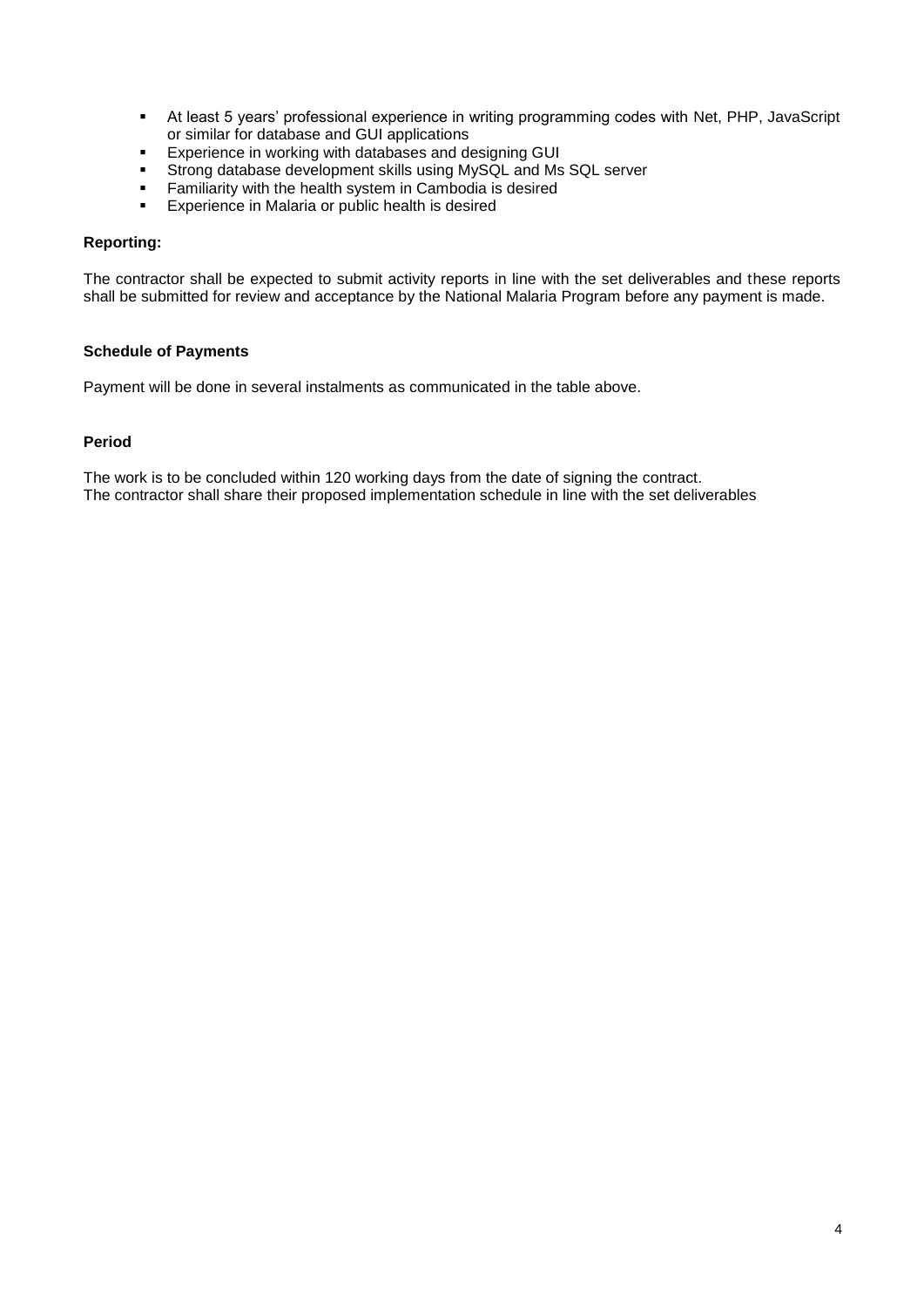- At least 5 years' professional experience in writing programming codes with Net, PHP, JavaScript or similar for database and GUI applications
- Experience in working with databases and designing GUI
- Strong database development skills using MySQL and Ms SQL server
- Familiarity with the health system in Cambodia is desired
- Experience in Malaria or public health is desired

**Reporting:**

The contractor shall be expected to submit activity reports in line with the set deliverables and these reports shall be submitted for review and acceptance by the National Malaria Program before any payment is made.

**Schedule of Payments**

Payment will be done in several instalments as communicated in the table above.

**Period**

The work is to be concluded within 120 working days from the date of signing the contract.
The contractor shall share their proposed implementation schedule in line with the set deliverables